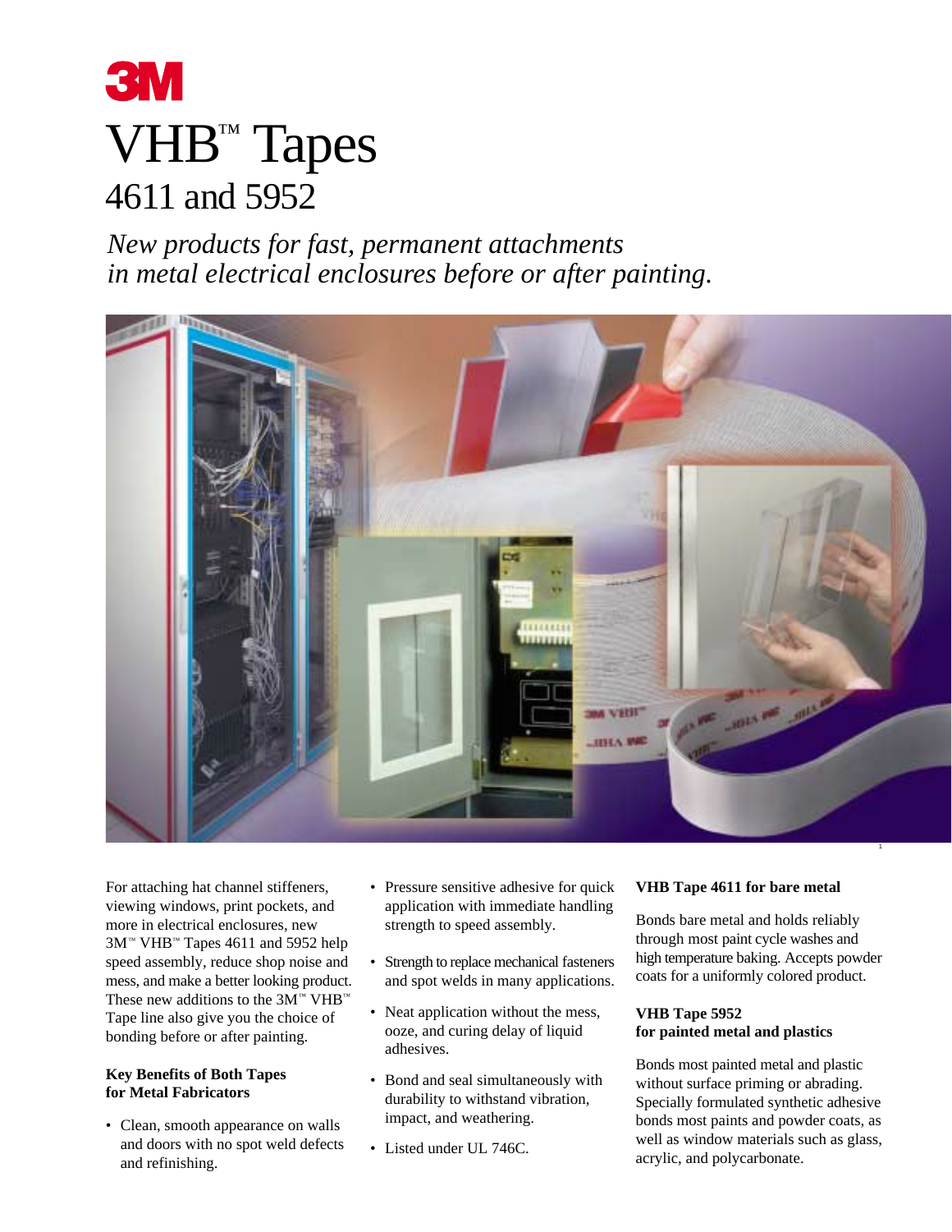# 3M

# VHB™ Tapes

## 4611 and 5952

*New products for fast, permanent attachments in metal electrical enclosures before or after painting.*

For attaching hat channel stiffeners, viewing windows, print pockets, and more in electrical enclosures, new 3M™ VHB™ Tapes 4611 and 5952 help speed assembly, reduce shop noise and mess, and make a better looking product. These new additions to the 3M™ VHB™ Tape line also give you the choice of bonding before or after painting.

### Key Benefits of Both Tapes for Metal Fabricators

- Clean, smooth appearance on walls and doors with no spot weld defects and refinishing.
- Pressure sensitive adhesive for quick application with immediate handling strength to speed assembly.
- Strength to replace mechanical fasteners and spot welds in many applications.
- Neat application without the mess, ooze, and curing delay of liquid adhesives.
- Bond and seal simultaneously with durability to withstand vibration, impact, and weathering.
- Listed under UL 746C.

### VHB Tape 4611 for bare metal

Bonds bare metal and holds reliably through most paint cycle washes and high temperature baking. Accepts powder coats for a uniformly colored product.

### VHB Tape 5952 for painted metal and plastics

Bonds most painted metal and plastic without surface priming or abrading. Specially formulated synthetic adhesive bonds most paints and powder coats, as well as window materials such as glass, acrylic, and polycarbonate.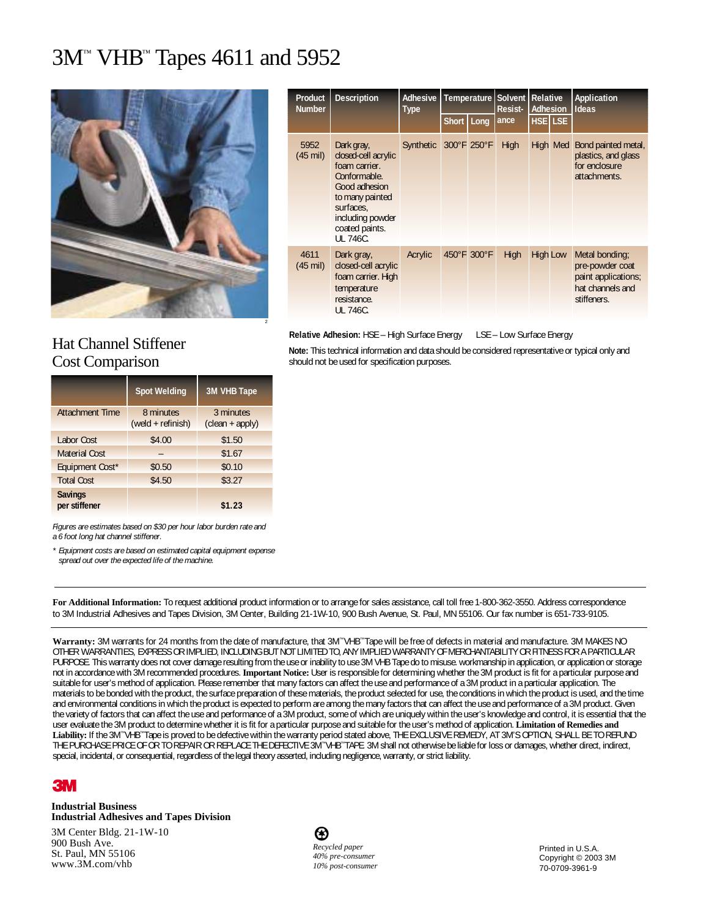# 3M™ VHB™ Tapes 4611 and 5952

| Product Number | Description | Adhesive Type | Temperature | | Solvent Resist-ance | Relative Adhesion | | Application Ideas |
|---|---|---|---|---|---|---|---|---|
| | | | Short | Long | | HSE | LSE | |
| 5952 (45 mil) | Dark gray, closed-cell acrylic foam carrier. Conformable. Good adhesion to many painted surfaces, including powder coated paints. UL 746C. | Synthetic | 300°F | 250°F | High | High | Med | Bond painted metal, plastics, and glass for enclosure attachments. |
| 4611 (45 mil) | Dark gray, closed-cell acrylic foam carrier. High temperature resistance. UL 746C. | Acrylic | 450°F | 300°F | High | High | Low | Metal bonding; pre-powder coat paint applications; hat channels and stiffeners. |

**Relative Adhesion:** HSE – High Surface Energy LSE – Low Surface Energy

**Note:** This technical information and data should be considered representative or typical only and should not be used for specification purposes.

## Hat Channel Stiffener Cost Comparison

| | Spot Welding | 3M VHB Tape |
|---|---|---|
| Attachment Time | 8 minutes (weld + refinish) | 3 minutes (clean + apply) |
| Labor Cost | $4.00 | $1.50 |
| Material Cost | – | $1.67 |
| Equipment Cost* | $0.50 | $0.10 |
| Total Cost | $4.50 | $3.27 |
| **Savings per stiffener** | | **$1.23** |

*Figures are estimates based on $30 per hour labor burden rate and a 6 foot long hat channel stiffener.*

*\* Equipment costs are based on estimated capital equipment expense spread out over the expected life of the machine.*

**For Additional Information:** To request additional product information or to arrange for sales assistance, call toll free 1-800-362-3550. Address correspondence to 3M Industrial Adhesives and Tapes Division, 3M Center, Building 21-1W-10, 900 Bush Avenue, St. Paul, MN 55106. Our fax number is 651-733-9105.

**Warranty:** 3M warrants for 24 months from the date of manufacture, that 3M™ VHB™ Tape will be free of defects in material and manufacture. 3M MAKES NO OTHER WARRANTIES, EXPRESS OR IMPLIED, INCLUDING BUT NOT LIMITED TO, ANY IMPLIED WARRANTY OF MERCHANTABILITY OR FITNESS FOR A PARTICULAR PURPOSE. This warranty does not cover damage resulting from the use or inability to use 3M VHB Tape do to misuse. workmanship in application, or application or storage not in accordance with 3M recommended procedures. **Important Notice:** User is responsible for determining whether the 3M product is fit for a particular purpose and suitable for user's method of application. Please remember that many factors can affect the use and performance of a 3M product in a particular application. The materials to be bonded with the product, the surface preparation of these materials, the product selected for use, the conditions in which the product is used, and the time and environmental conditions in which the product is expected to perform are among the many factors that can affect the use and performance of a 3M product. Given the variety of factors that can affect the use and performance of a 3M product, some of which are uniquely within the user's knowledge and control, it is essential that the user evaluate the 3M product to determine whether it is fit for a particular purpose and suitable for the user's method of application. **Limitation of Remedies and Liability:** If the 3M™ VHB™ Tape is proved to be defective within the warranty period stated above, THE EXCLUSIVE REMEDY, AT 3M'S OPTION, SHALL BE TO REFUND THE PURCHASE PRICE OF OR TO REPAIR OR REPLACE THE DEFECTIVE 3M™ VHB™ TAPE. 3M shall not otherwise be liable for loss or damages, whether direct, indirect, special, incidental, or consequential, regardless of the legal theory asserted, including negligence, warranty, or strict liability.

3M

**Industrial Business**
**Industrial Adhesives and Tapes Division**

3M Center Bldg. 21-1W-10
900 Bush Ave.
St. Paul, MN 55106
www.3M.com/vhb

*Recycled paper*
*40% pre-consumer*
*10% post-consumer*

Printed in U.S.A.
Copyright © 2003 3M
70-0709-3961-9